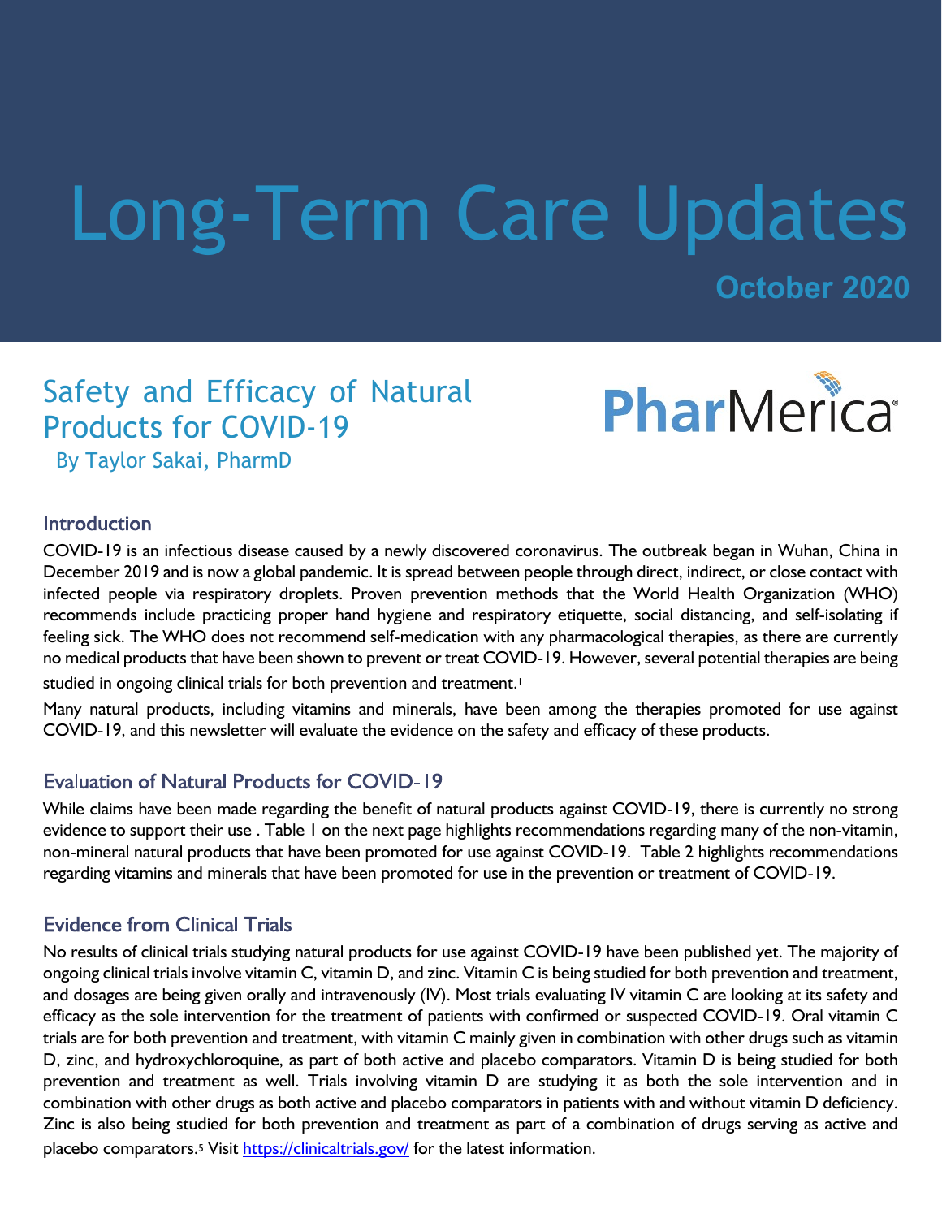# Long-Term Care Updates

**October 2020**

## Safety and Efficacy of Natural Products for COVID-19

By Taylor Sakai, PharmD

PharMerica

### Introduction

COVID-19 is an infectious disease caused by a newly discovered coronavirus. The outbreak began in Wuhan, China in December 2019 and is now a global pandemic. It is spread between people through direct, indirect, or close contact with infected people via respiratory droplets. Proven prevention methods that the World Health Organization (WHO) recommends include practicing proper hand hygiene and respiratory etiquette, social distancing, and self-isolating if feeling sick. The WHO does not recommend self-medication with any pharmacological therapies, as there are currently no medical products that have been shown to prevent or treat COVID-19. However, several potential therapies are being studied in ongoing clinical trials for both prevention and treatment.[1]

Many natural products, including vitamins and minerals, have been among the therapies promoted for use against COVID-19, and this newsletter will evaluate the evidence on the safety and efficacy of these products.

### Evaluation of Natural Products for COVID-19

While claims have been made regarding the benefit of natural products against COVID-19, there is currently no strong evidence to support their use . Table 1 on the next page highlights recommendations regarding many of the non-vitamin, non-mineral natural products that have been promoted for use against COVID-19. Table 2 highlights recommendations regarding vitamins and minerals that have been promoted for use in the prevention or treatment of COVID-19.

### Evidence from Clinical Trials

No results of clinical trials studying natural products for use against COVID-19 have been published yet. The majority of ongoing clinical trials involve vitamin C, vitamin D, and zinc. Vitamin C is being studied for both prevention and treatment, and dosages are being given orally and intravenously (IV). Most trials evaluating IV vitamin C are looking at its safety and efficacy as the sole intervention for the treatment of patients with confirmed or suspected COVID-19. Oral vitamin C trials are for both prevention and treatment, with vitamin C mainly given in combination with other drugs such as vitamin D, zinc, and hydroxychloroquine, as part of both active and placebo comparators. Vitamin D is being studied for both prevention and treatment as well. Trials involving vitamin D are studying it as both the sole intervention and in combination with other drugs as both active and placebo comparators in patients with and without vitamin D deficiency. Zinc is also being studied for both prevention and treatment as part of a combination of drugs serving as active and placebo comparators.[5] Visit https://clinicaltrials.gov/ for the latest information.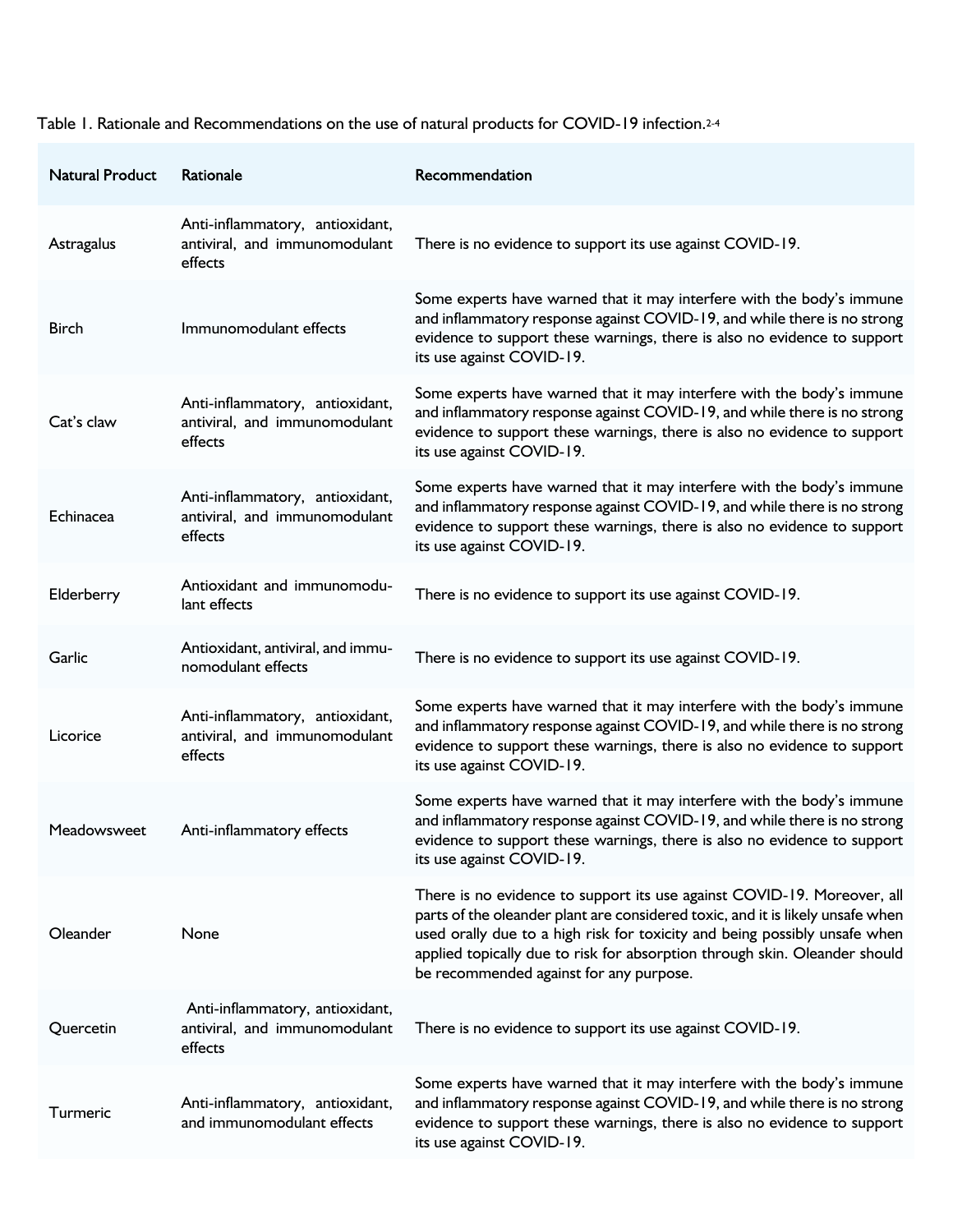Table 1. Rationale and Recommendations on the use of natural products for COVID-19 infection.[2-4]

| Natural Product | Rationale | Recommendation |
|---|---|---|
| Astragalus | Anti-inflammatory, antioxidant, antiviral, and immunomodulant effects | There is no evidence to support its use against COVID-19. |
| Birch | Immunomodulant effects | Some experts have warned that it may interfere with the body's immune and inflammatory response against COVID-19, and while there is no strong evidence to support these warnings, there is also no evidence to support its use against COVID-19. |
| Cat's claw | Anti-inflammatory, antioxidant, antiviral, and immunomodulant effects | Some experts have warned that it may interfere with the body's immune and inflammatory response against COVID-19, and while there is no strong evidence to support these warnings, there is also no evidence to support its use against COVID-19. |
| Echinacea | Anti-inflammatory, antioxidant, antiviral, and immunomodulant effects | Some experts have warned that it may interfere with the body's immune and inflammatory response against COVID-19, and while there is no strong evidence to support these warnings, there is also no evidence to support its use against COVID-19. |
| Elderberry | Antioxidant and immunomodulant effects | There is no evidence to support its use against COVID-19. |
| Garlic | Antioxidant, antiviral, and immunomodulant effects | There is no evidence to support its use against COVID-19. |
| Licorice | Anti-inflammatory, antioxidant, antiviral, and immunomodulant effects | Some experts have warned that it may interfere with the body's immune and inflammatory response against COVID-19, and while there is no strong evidence to support these warnings, there is also no evidence to support its use against COVID-19. |
| Meadowsweet | Anti-inflammatory effects | Some experts have warned that it may interfere with the body's immune and inflammatory response against COVID-19, and while there is no strong evidence to support these warnings, there is also no evidence to support its use against COVID-19. |
| Oleander | None | There is no evidence to support its use against COVID-19. Moreover, all parts of the oleander plant are considered toxic, and it is likely unsafe when used orally due to a high risk for toxicity and being possibly unsafe when applied topically due to risk for absorption through skin. Oleander should be recommended against for any purpose. |
| Quercetin | Anti-inflammatory, antioxidant, antiviral, and immunomodulant effects | There is no evidence to support its use against COVID-19. |
| Turmeric | Anti-inflammatory, antioxidant, and immunomodulant effects | Some experts have warned that it may interfere with the body's immune and inflammatory response against COVID-19, and while there is no strong evidence to support these warnings, there is also no evidence to support its use against COVID-19. |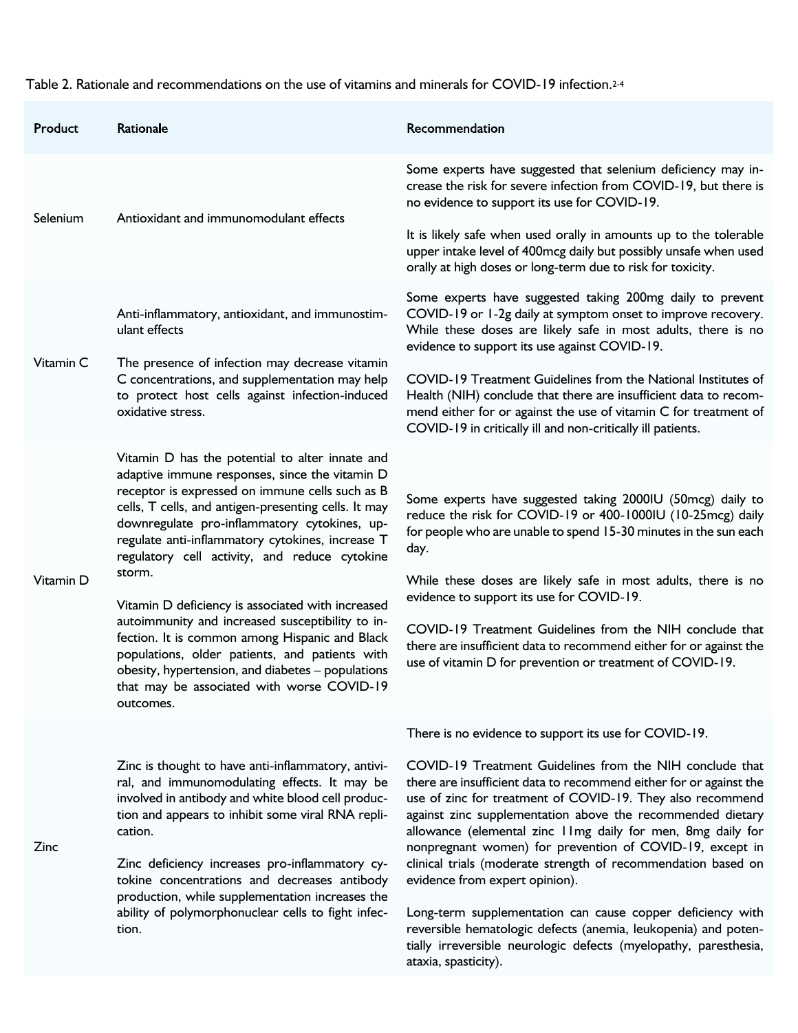Table 2. Rationale and recommendations on the use of vitamins and minerals for COVID-19 infection.[2-4]

| Product | Rationale | Recommendation |
| --- | --- | --- |
| Selenium | Antioxidant and immunomodulant effects | Some experts have suggested that selenium deficiency may increase the risk for severe infection from COVID-19, but there is no evidence to support its use for COVID-19.<br><br>It is likely safe when used orally in amounts up to the tolerable upper intake level of 400mcg daily but possibly unsafe when used orally at high doses or long-term due to risk for toxicity. |
| Vitamin C | Anti-inflammatory, antioxidant, and immunostimulant effects<br><br>The presence of infection may decrease vitamin C concentrations, and supplementation may help to protect host cells against infection-induced oxidative stress. | Some experts have suggested taking 200mg daily to prevent COVID-19 or 1-2g daily at symptom onset to improve recovery. While these doses are likely safe in most adults, there is no evidence to support its use against COVID-19.<br><br>COVID-19 Treatment Guidelines from the National Institutes of Health (NIH) conclude that there are insufficient data to recommend either for or against the use of vitamin C for treatment of COVID-19 in critically ill and non-critically ill patients. |
| Vitamin D | Vitamin D has the potential to alter innate and adaptive immune responses, since the vitamin D receptor is expressed on immune cells such as B cells, T cells, and antigen-presenting cells. It may downregulate pro-inflammatory cytokines, upregulate anti-inflammatory cytokines, increase T regulatory cell activity, and reduce cytokine storm.<br><br>Vitamin D deficiency is associated with increased autoimmunity and increased susceptibility to infection. It is common among Hispanic and Black populations, older patients, and patients with obesity, hypertension, and diabetes – populations that may be associated with worse COVID-19 outcomes. | Some experts have suggested taking 2000IU (50mcg) daily to reduce the risk for COVID-19 or 400-1000IU (10-25mcg) daily for people who are unable to spend 15-30 minutes in the sun each day.<br><br>While these doses are likely safe in most adults, there is no evidence to support its use for COVID-19.<br><br>COVID-19 Treatment Guidelines from the NIH conclude that there are insufficient data to recommend either for or against the use of vitamin D for prevention or treatment of COVID-19. |
| Zinc | Zinc is thought to have anti-inflammatory, antiviral, and immunomodulating effects. It may be involved in antibody and white blood cell production and appears to inhibit some viral RNA replication.<br><br>Zinc deficiency increases pro-inflammatory cytokine concentrations and decreases antibody production, while supplementation increases the ability of polymorphonuclear cells to fight infection. | There is no evidence to support its use for COVID-19.<br><br>COVID-19 Treatment Guidelines from the NIH conclude that there are insufficient data to recommend either for or against the use of zinc for treatment of COVID-19. They also recommend against zinc supplementation above the recommended dietary allowance (elemental zinc 11mg daily for men, 8mg daily for nonpregnant women) for prevention of COVID-19, except in clinical trials (moderate strength of recommendation based on evidence from expert opinion).<br><br>Long-term supplementation can cause copper deficiency with reversible hematologic defects (anemia, leukopenia) and potentially irreversible neurologic defects (myelopathy, paresthesia, ataxia, spasticity). |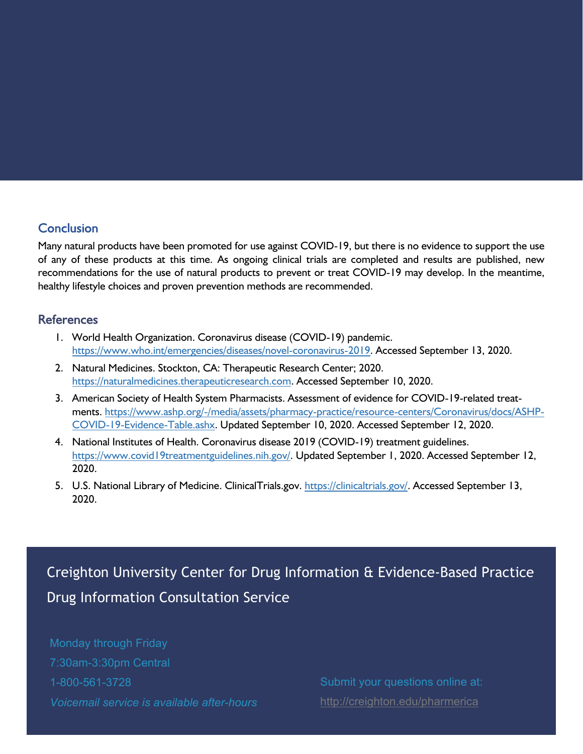## Conclusion

Many natural products have been promoted for use against COVID-19, but there is no evidence to support the use of any of these products at this time. As ongoing clinical trials are completed and results are published, new recommendations for the use of natural products to prevent or treat COVID-19 may develop. In the meantime, healthy lifestyle choices and proven prevention methods are recommended.

## References

1. World Health Organization. Coronavirus disease (COVID-19) pandemic. https://www.who.int/emergencies/diseases/novel-coronavirus-2019. Accessed September 13, 2020.
2. Natural Medicines. Stockton, CA: Therapeutic Research Center; 2020. https://naturalmedicines.therapeuticresearch.com. Accessed September 10, 2020.
3. American Society of Health System Pharmacists. Assessment of evidence for COVID-19-related treatments. https://www.ashp.org/-/media/assets/pharmacy-practice/resource-centers/Coronavirus/docs/ASHP-COVID-19-Evidence-Table.ashx. Updated September 10, 2020. Accessed September 12, 2020.
4. National Institutes of Health. Coronavirus disease 2019 (COVID-19) treatment guidelines. https://www.covid19treatmentguidelines.nih.gov/. Updated September 1, 2020. Accessed September 12, 2020.
5. U.S. National Library of Medicine. ClinicalTrials.gov. https://clinicaltrials.gov/. Accessed September 13, 2020.

Creighton University Center for Drug Information & Evidence-Based Practice

Drug Information Consultation Service

Monday through Friday

7:30am-3:30pm Central

1-800-561-3728

*Voicemail service is available after-hours*

Submit your questions online at:

http://creighton.edu/pharmerica